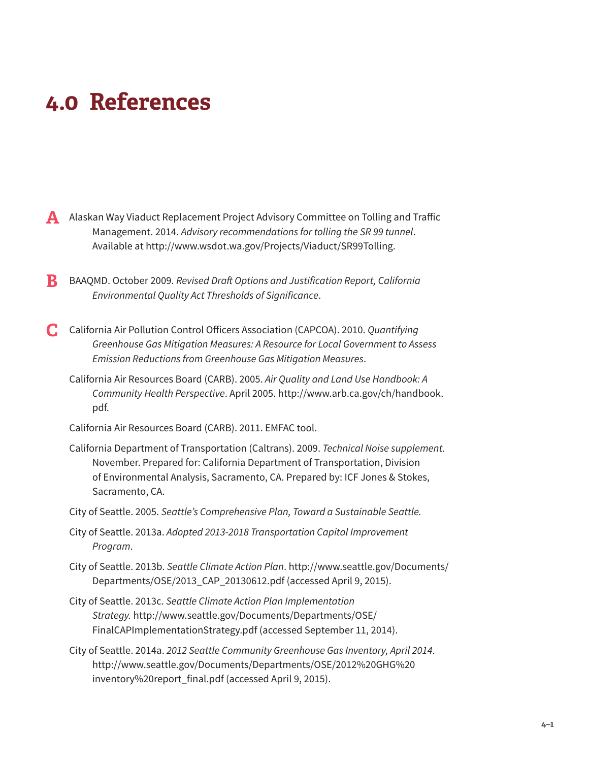# 4.0 References

**A** Alaskan Way Viaduct Replacement Project Advisory Committee on Tolling and Traffic Management. 2014. *Advisory recommendations for tolling the SR 99 tunnel*. Available at http://www.wsdot.wa.gov/Projects/Viaduct/SR99Tolling.

**B** BAAQMD. October 2009. *Revised Draft Options and Justification Report, California Environmental Quality Act Thresholds of Significance*.

**C** California Air Pollution Control Officers Association (CAPCOA). 2010. *Quantifying Greenhouse Gas Mitigation Measures: A Resource for Local Government to Assess Emission Reductions from Greenhouse Gas Mitigation Measures*.

California Air Resources Board (CARB). 2005. *Air Quality and Land Use Handbook: A Community Health Perspective*. April 2005. http://www.arb.ca.gov/ch/handbook.pdf.

California Air Resources Board (CARB). 2011. EMFAC tool.

California Department of Transportation (Caltrans). 2009. *Technical Noise supplement.* November. Prepared for: California Department of Transportation, Division of Environmental Analysis, Sacramento, CA. Prepared by: ICF Jones & Stokes, Sacramento, CA.

City of Seattle. 2005. *Seattle's Comprehensive Plan, Toward a Sustainable Seattle.*

City of Seattle. 2013a. *Adopted 2013-2018 Transportation Capital Improvement Program*.

City of Seattle. 2013b. *Seattle Climate Action Plan*. http://www.seattle.gov/Documents/Departments/OSE/2013_CAP_20130612.pdf (accessed April 9, 2015).

City of Seattle. 2013c. *Seattle Climate Action Plan Implementation Strategy.* http://www.seattle.gov/Documents/Departments/OSE/FinalCAPImplementationStrategy.pdf (accessed September 11, 2014).

City of Seattle. 2014a. *2012 Seattle Community Greenhouse Gas Inventory, April 2014*. http://www.seattle.gov/Documents/Departments/OSE/2012%20GHG%20inventory%20report_final.pdf (accessed April 9, 2015).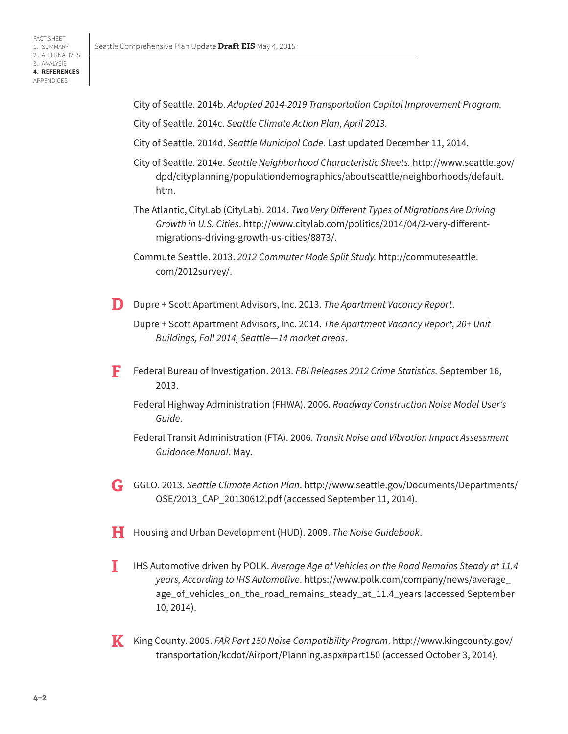City of Seattle. 2014b. *Adopted 2014-2019 Transportation Capital Improvement Program.*

City of Seattle. 2014c. *Seattle Climate Action Plan, April 2013*.

City of Seattle. 2014d. *Seattle Municipal Code.* Last updated December 11, 2014.

City of Seattle. 2014e. *Seattle Neighborhood Characteristic Sheets.* http://www.seattle.gov/dpd/cityplanning/populationdemographics/aboutseattle/neighborhoods/default.htm.

The Atlantic, CityLab (CityLab). 2014. *Two Very Different Types of Migrations Are Driving Growth in U.S. Cities*. http://www.citylab.com/politics/2014/04/2-very-different-migrations-driving-growth-us-cities/8873/.

Commute Seattle. 2013. *2012 Commuter Mode Split Study.* http://commuteseattle.com/2012survey/.

## D

Dupre + Scott Apartment Advisors, Inc. 2013. *The Apartment Vacancy Report*.

Dupre + Scott Apartment Advisors, Inc. 2014. *The Apartment Vacancy Report, 20+ Unit Buildings, Fall 2014, Seattle—14 market areas*.

## F

Federal Bureau of Investigation. 2013. *FBI Releases 2012 Crime Statistics.* September 16, 2013.

Federal Highway Administration (FHWA). 2006. *Roadway Construction Noise Model User's Guide*.

Federal Transit Administration (FTA). 2006. *Transit Noise and Vibration Impact Assessment Guidance Manual.* May.

## G

GGLO. 2013. *Seattle Climate Action Plan*. http://www.seattle.gov/Documents/Departments/OSE/2013_CAP_20130612.pdf (accessed September 11, 2014).

## H

Housing and Urban Development (HUD). 2009. *The Noise Guidebook*.

## I

IHS Automotive driven by POLK. *Average Age of Vehicles on the Road Remains Steady at 11.4 years, According to IHS Automotive*. https://www.polk.com/company/news/average_age_of_vehicles_on_the_road_remains_steady_at_11.4_years (accessed September 10, 2014).

## K

King County. 2005. *FAR Part 150 Noise Compatibility Program*. http://www.kingcounty.gov/transportation/kcdot/Airport/Planning.aspx#part150 (accessed October 3, 2014).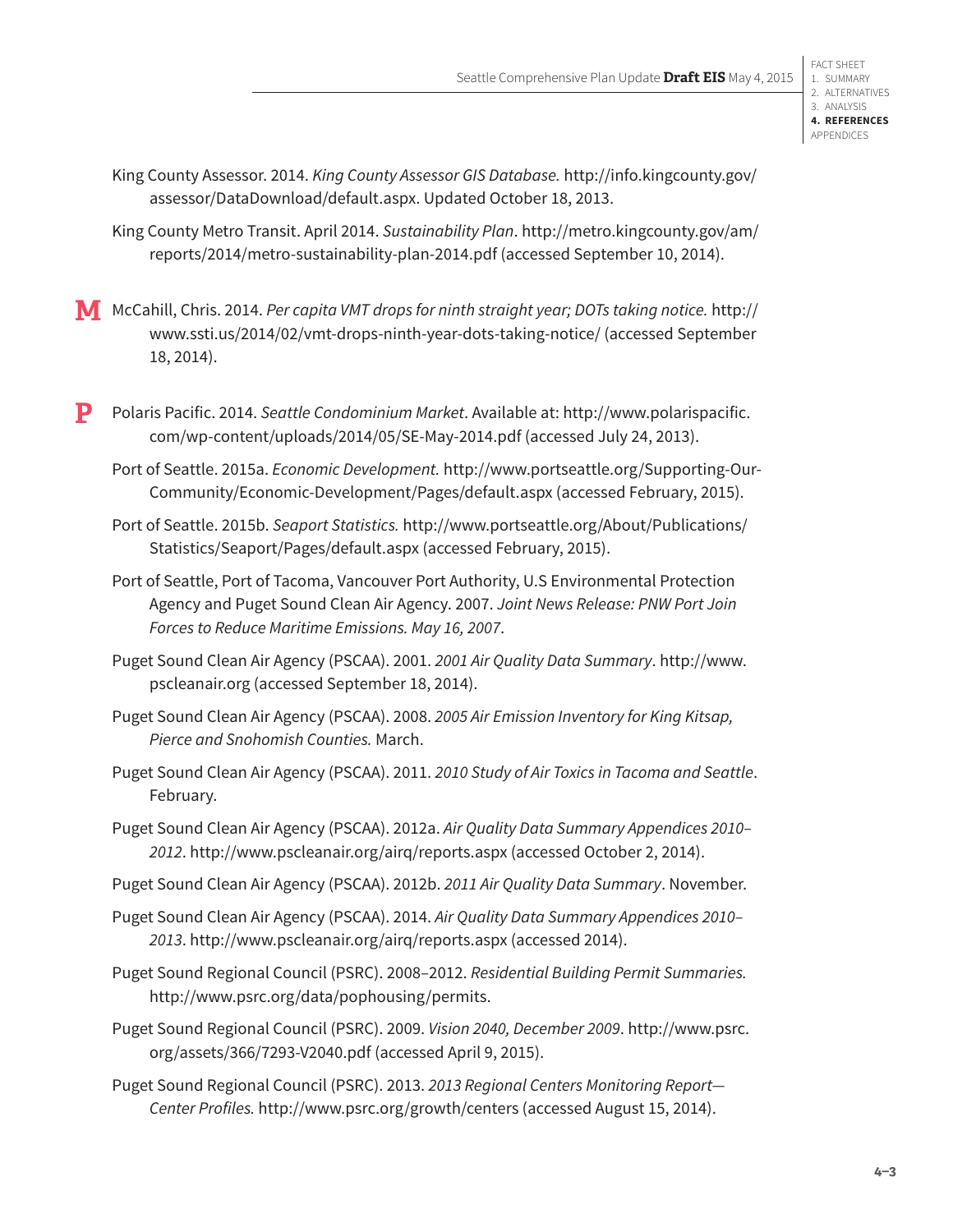King County Assessor. 2014. *King County Assessor GIS Database.* http://info.kingcounty.gov/assessor/DataDownload/default.aspx. Updated October 18, 2013.

King County Metro Transit. April 2014. *Sustainability Plan*. http://metro.kingcounty.gov/am/reports/2014/metro-sustainability-plan-2014.pdf (accessed September 10, 2014).

**M**

McCahill, Chris. 2014. *Per capita VMT drops for ninth straight year; DOTs taking notice.* http://www.ssti.us/2014/02/vmt-drops-ninth-year-dots-taking-notice/ (accessed September 18, 2014).

**P**

Polaris Pacific. 2014. *Seattle Condominium Market*. Available at: http://www.polarispacific.com/wp-content/uploads/2014/05/SE-May-2014.pdf (accessed July 24, 2013).

Port of Seattle. 2015a. *Economic Development.* http://www.portseattle.org/Supporting-Our-Community/Economic-Development/Pages/default.aspx (accessed February, 2015).

Port of Seattle. 2015b. *Seaport Statistics.* http://www.portseattle.org/About/Publications/Statistics/Seaport/Pages/default.aspx (accessed February, 2015).

Port of Seattle, Port of Tacoma, Vancouver Port Authority, U.S Environmental Protection Agency and Puget Sound Clean Air Agency. 2007. *Joint News Release: PNW Port Join Forces to Reduce Maritime Emissions. May 16, 2007*.

Puget Sound Clean Air Agency (PSCAA). 2001. *2001 Air Quality Data Summary*. http://www.pscleanair.org (accessed September 18, 2014).

Puget Sound Clean Air Agency (PSCAA). 2008. *2005 Air Emission Inventory for King Kitsap, Pierce and Snohomish Counties.* March.

Puget Sound Clean Air Agency (PSCAA). 2011. *2010 Study of Air Toxics in Tacoma and Seattle*. February.

Puget Sound Clean Air Agency (PSCAA). 2012a. *Air Quality Data Summary Appendices 2010–2012*. http://www.pscleanair.org/airq/reports.aspx (accessed October 2, 2014).

Puget Sound Clean Air Agency (PSCAA). 2012b. *2011 Air Quality Data Summary*. November.

Puget Sound Clean Air Agency (PSCAA). 2014. *Air Quality Data Summary Appendices 2010–2013*. http://www.pscleanair.org/airq/reports.aspx (accessed 2014).

Puget Sound Regional Council (PSRC). 2008–2012. *Residential Building Permit Summaries.* http://www.psrc.org/data/pophousing/permits.

Puget Sound Regional Council (PSRC). 2009. *Vision 2040, December 2009*. http://www.psrc.org/assets/366/7293-V2040.pdf (accessed April 9, 2015).

Puget Sound Regional Council (PSRC). 2013. *2013 Regional Centers Monitoring Report—Center Profiles.* http://www.psrc.org/growth/centers (accessed August 15, 2014).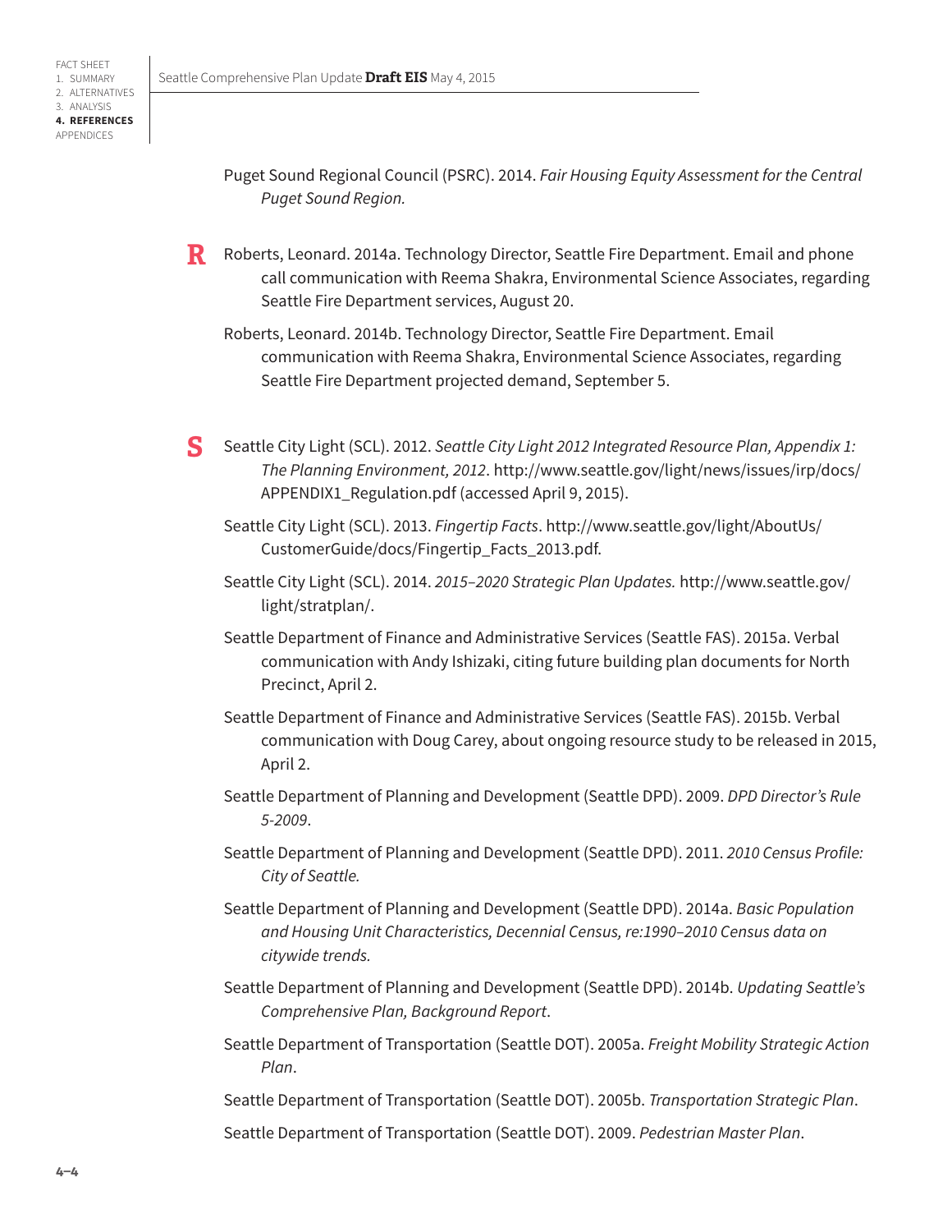Puget Sound Regional Council (PSRC). 2014. *Fair Housing Equity Assessment for the Central Puget Sound Region.*

**R**

Roberts, Leonard. 2014a. Technology Director, Seattle Fire Department. Email and phone call communication with Reema Shakra, Environmental Science Associates, regarding Seattle Fire Department services, August 20.

Roberts, Leonard. 2014b. Technology Director, Seattle Fire Department. Email communication with Reema Shakra, Environmental Science Associates, regarding Seattle Fire Department projected demand, September 5.

**S**

Seattle City Light (SCL). 2012. *Seattle City Light 2012 Integrated Resource Plan, Appendix 1: The Planning Environment, 2012*. http://www.seattle.gov/light/news/issues/irp/docs/APPENDIX1_Regulation.pdf (accessed April 9, 2015).

Seattle City Light (SCL). 2013. *Fingertip Facts*. http://www.seattle.gov/light/AboutUs/CustomerGuide/docs/Fingertip_Facts_2013.pdf.

Seattle City Light (SCL). 2014. *2015–2020 Strategic Plan Updates.* http://www.seattle.gov/light/stratplan/.

Seattle Department of Finance and Administrative Services (Seattle FAS). 2015a. Verbal communication with Andy Ishizaki, citing future building plan documents for North Precinct, April 2.

Seattle Department of Finance and Administrative Services (Seattle FAS). 2015b. Verbal communication with Doug Carey, about ongoing resource study to be released in 2015, April 2.

Seattle Department of Planning and Development (Seattle DPD). 2009. *DPD Director's Rule 5-2009*.

Seattle Department of Planning and Development (Seattle DPD). 2011. *2010 Census Profile: City of Seattle.*

Seattle Department of Planning and Development (Seattle DPD). 2014a. *Basic Population and Housing Unit Characteristics, Decennial Census, re:1990–2010 Census data on citywide trends.*

Seattle Department of Planning and Development (Seattle DPD). 2014b. *Updating Seattle's Comprehensive Plan, Background Report*.

Seattle Department of Transportation (Seattle DOT). 2005a. *Freight Mobility Strategic Action Plan*.

Seattle Department of Transportation (Seattle DOT). 2005b. *Transportation Strategic Plan*.

Seattle Department of Transportation (Seattle DOT). 2009. *Pedestrian Master Plan*.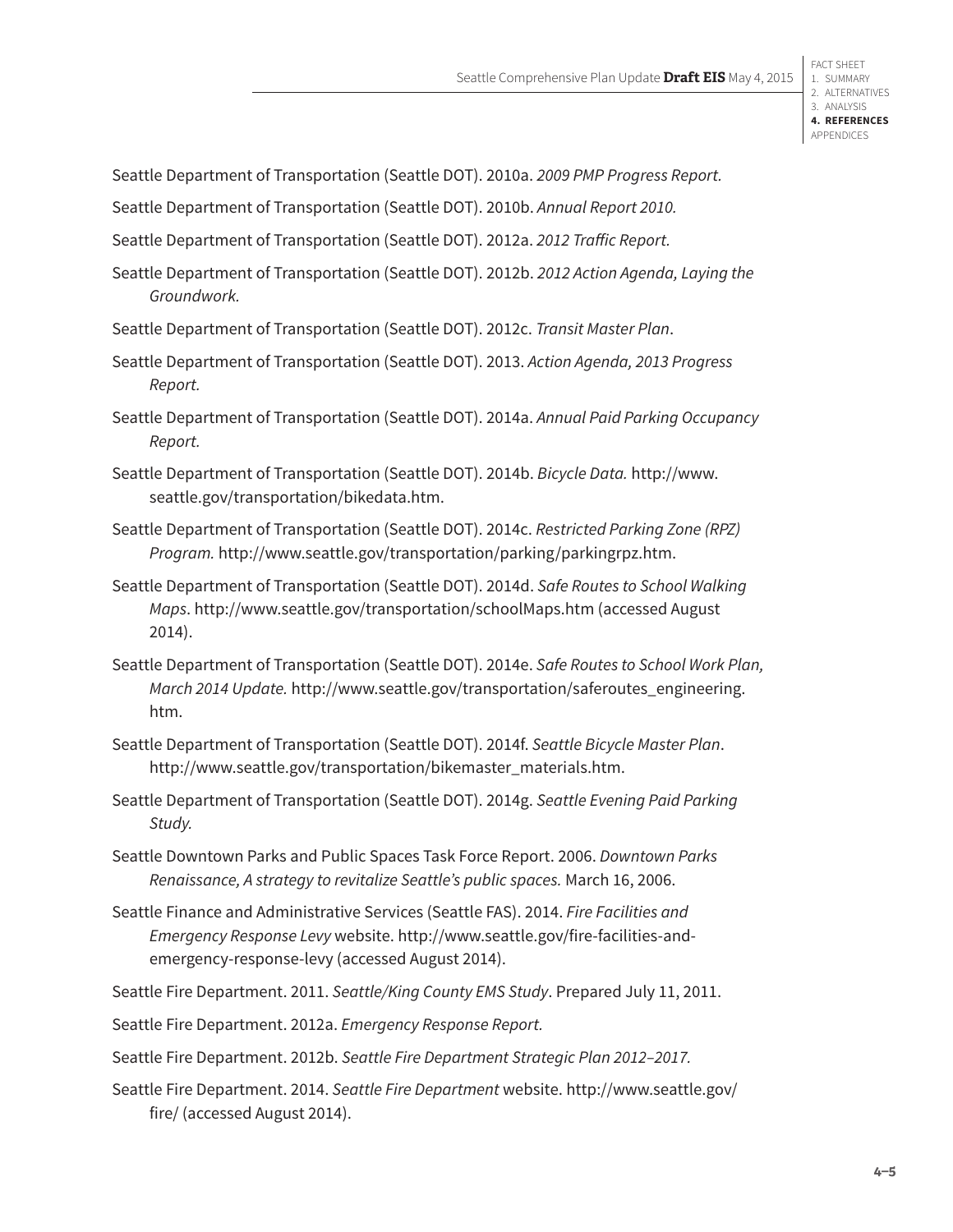Seattle Department of Transportation (Seattle DOT). 2010a. *2009 PMP Progress Report.*

Seattle Department of Transportation (Seattle DOT). 2010b. *Annual Report 2010.*

Seattle Department of Transportation (Seattle DOT). 2012a. *2012 Traffic Report.*

Seattle Department of Transportation (Seattle DOT). 2012b. *2012 Action Agenda, Laying the Groundwork.*

Seattle Department of Transportation (Seattle DOT). 2012c. *Transit Master Plan*.

Seattle Department of Transportation (Seattle DOT). 2013. *Action Agenda, 2013 Progress Report.*

Seattle Department of Transportation (Seattle DOT). 2014a. *Annual Paid Parking Occupancy Report.*

Seattle Department of Transportation (Seattle DOT). 2014b. *Bicycle Data.* http://www.seattle.gov/transportation/bikedata.htm.

Seattle Department of Transportation (Seattle DOT). 2014c. *Restricted Parking Zone (RPZ) Program.* http://www.seattle.gov/transportation/parking/parkingrpz.htm.

Seattle Department of Transportation (Seattle DOT). 2014d. *Safe Routes to School Walking Maps*. http://www.seattle.gov/transportation/schoolMaps.htm (accessed August 2014).

Seattle Department of Transportation (Seattle DOT). 2014e. *Safe Routes to School Work Plan, March 2014 Update.* http://www.seattle.gov/transportation/saferoutes_engineering.htm.

Seattle Department of Transportation (Seattle DOT). 2014f. *Seattle Bicycle Master Plan*. http://www.seattle.gov/transportation/bikemaster_materials.htm.

Seattle Department of Transportation (Seattle DOT). 2014g. *Seattle Evening Paid Parking Study.*

Seattle Downtown Parks and Public Spaces Task Force Report. 2006. *Downtown Parks Renaissance, A strategy to revitalize Seattle's public spaces.* March 16, 2006.

Seattle Finance and Administrative Services (Seattle FAS). 2014. *Fire Facilities and Emergency Response Levy* website. http://www.seattle.gov/fire-facilities-and-emergency-response-levy (accessed August 2014).

Seattle Fire Department. 2011. *Seattle/King County EMS Study*. Prepared July 11, 2011.

Seattle Fire Department. 2012a. *Emergency Response Report.*

Seattle Fire Department. 2012b. *Seattle Fire Department Strategic Plan 2012–2017.*

Seattle Fire Department. 2014. *Seattle Fire Department* website. http://www.seattle.gov/fire/ (accessed August 2014).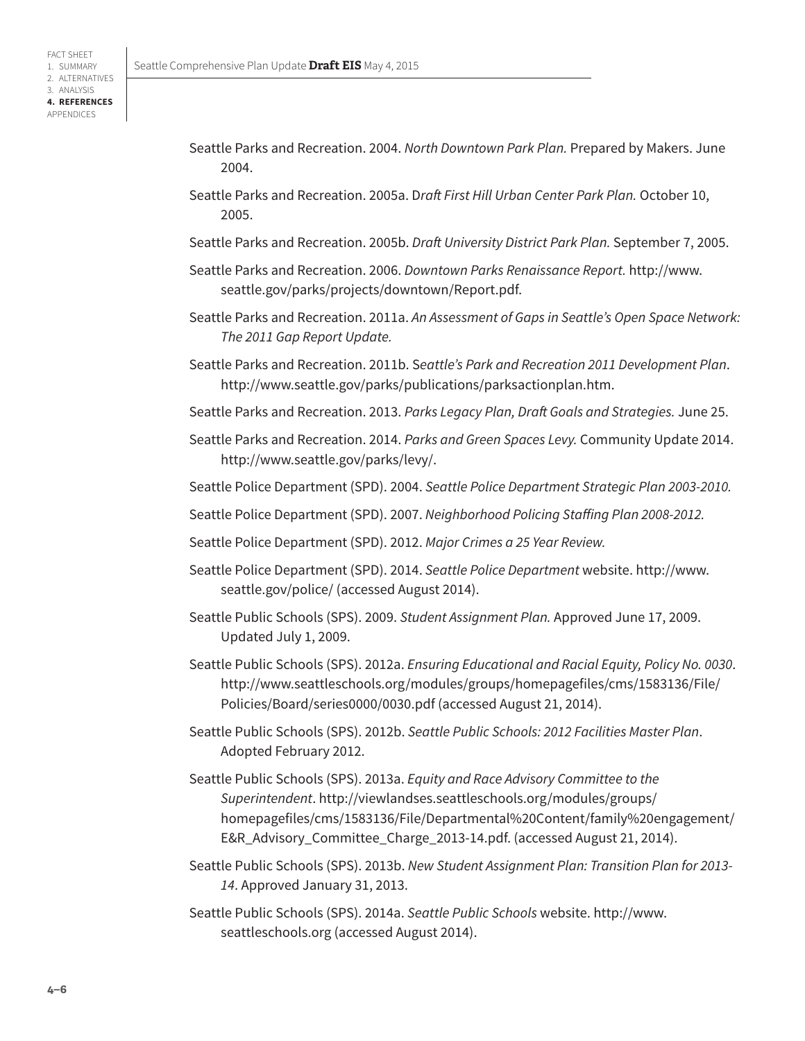Seattle Parks and Recreation. 2004. *North Downtown Park Plan.* Prepared by Makers. June 2004.

Seattle Parks and Recreation. 2005a. D*raft First Hill Urban Center Park Plan.* October 10, 2005.

Seattle Parks and Recreation. 2005b. *Draft University District Park Plan.* September 7, 2005.

Seattle Parks and Recreation. 2006. *Downtown Parks Renaissance Report.* http://www.seattle.gov/parks/projects/downtown/Report.pdf.

Seattle Parks and Recreation. 2011a. *An Assessment of Gaps in Seattle's Open Space Network: The 2011 Gap Report Update.*

Seattle Parks and Recreation. 2011b. S*eattle's Park and Recreation 2011 Development Plan*. http://www.seattle.gov/parks/publications/parksactionplan.htm.

Seattle Parks and Recreation. 2013. *Parks Legacy Plan, Draft Goals and Strategies.* June 25.

Seattle Parks and Recreation. 2014. *Parks and Green Spaces Levy.* Community Update 2014. http://www.seattle.gov/parks/levy/.

Seattle Police Department (SPD). 2004. *Seattle Police Department Strategic Plan 2003-2010.*

Seattle Police Department (SPD). 2007. *Neighborhood Policing Staffing Plan 2008-2012.*

Seattle Police Department (SPD). 2012. *Major Crimes a 25 Year Review.*

Seattle Police Department (SPD). 2014. *Seattle Police Department* website. http://www.seattle.gov/police/ (accessed August 2014).

Seattle Public Schools (SPS). 2009. *Student Assignment Plan.* Approved June 17, 2009. Updated July 1, 2009.

Seattle Public Schools (SPS). 2012a. *Ensuring Educational and Racial Equity, Policy No. 0030*. http://www.seattleschools.org/modules/groups/homepagefiles/cms/1583136/File/Policies/Board/series0000/0030.pdf (accessed August 21, 2014).

Seattle Public Schools (SPS). 2012b. *Seattle Public Schools: 2012 Facilities Master Plan*. Adopted February 2012.

Seattle Public Schools (SPS). 2013a. *Equity and Race Advisory Committee to the Superintendent*. http://viewlandses.seattleschools.org/modules/groups/homepagefiles/cms/1583136/File/Departmental%20Content/family%20engagement/E&R_Advisory_Committee_Charge_2013-14.pdf. (accessed August 21, 2014).

Seattle Public Schools (SPS). 2013b. *New Student Assignment Plan: Transition Plan for 2013-14*. Approved January 31, 2013.

Seattle Public Schools (SPS). 2014a. *Seattle Public Schools* website. http://www.seattleschools.org (accessed August 2014).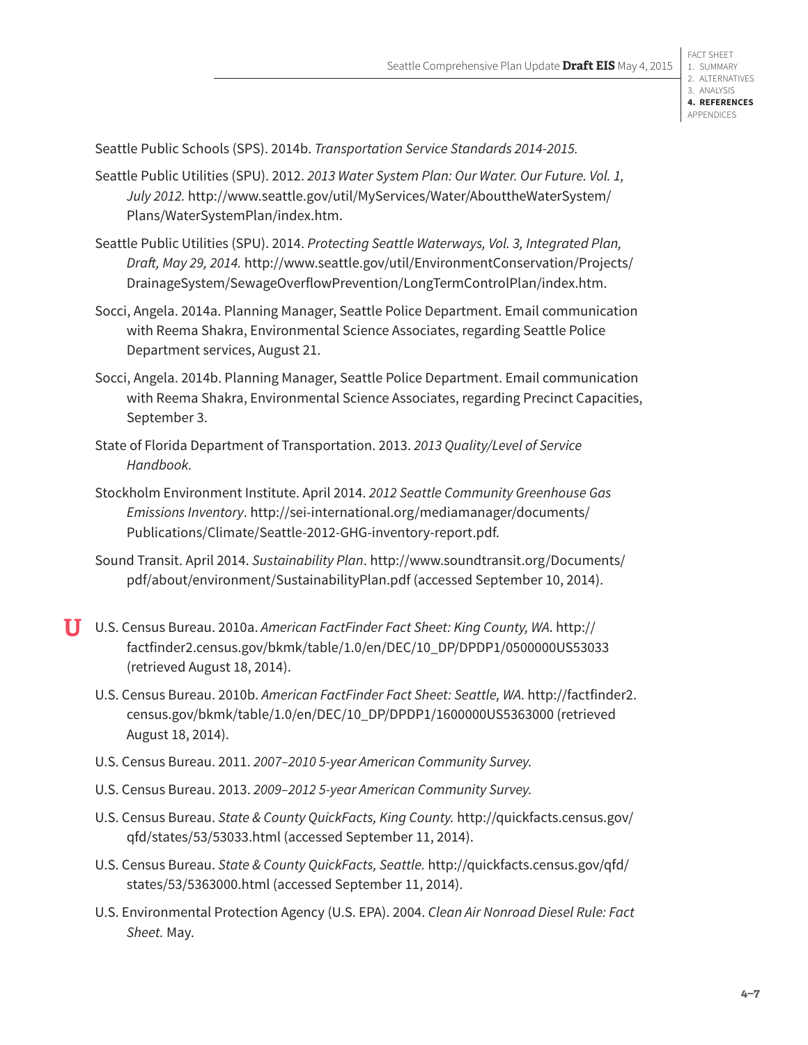Seattle Public Schools (SPS). 2014b. *Transportation Service Standards 2014-2015.*

Seattle Public Utilities (SPU). 2012. *2013 Water System Plan: Our Water. Our Future. Vol. 1, July 2012.* http://www.seattle.gov/util/MyServices/Water/AbouttheWaterSystem/Plans/WaterSystemPlan/index.htm.

Seattle Public Utilities (SPU). 2014. *Protecting Seattle Waterways, Vol. 3, Integrated Plan, Draft, May 29, 2014.* http://www.seattle.gov/util/EnvironmentConservation/Projects/DrainageSystem/SewageOverflowPrevention/LongTermControlPlan/index.htm.

Socci, Angela. 2014a. Planning Manager, Seattle Police Department. Email communication with Reema Shakra, Environmental Science Associates, regarding Seattle Police Department services, August 21.

Socci, Angela. 2014b. Planning Manager, Seattle Police Department. Email communication with Reema Shakra, Environmental Science Associates, regarding Precinct Capacities, September 3.

State of Florida Department of Transportation. 2013. *2013 Quality/Level of Service Handbook.*

Stockholm Environment Institute. April 2014. *2012 Seattle Community Greenhouse Gas Emissions Inventory*. http://sei-international.org/mediamanager/documents/Publications/Climate/Seattle-2012-GHG-inventory-report.pdf.

Sound Transit. April 2014. *Sustainability Plan*. http://www.soundtransit.org/Documents/pdf/about/environment/SustainabilityPlan.pdf (accessed September 10, 2014).

## U

U.S. Census Bureau. 2010a. *American FactFinder Fact Sheet: King County, WA*. http://factfinder2.census.gov/bkmk/table/1.0/en/DEC/10_DP/DPDP1/0500000US53033 (retrieved August 18, 2014).

U.S. Census Bureau. 2010b. *American FactFinder Fact Sheet: Seattle, WA*. http://factfinder2.census.gov/bkmk/table/1.0/en/DEC/10_DP/DPDP1/1600000US5363000 (retrieved August 18, 2014).

U.S. Census Bureau. 2011. *2007–2010 5-year American Community Survey.*

U.S. Census Bureau. 2013. *2009–2012 5-year American Community Survey.*

U.S. Census Bureau. *State & County QuickFacts, King County.* http://quickfacts.census.gov/qfd/states/53/53033.html (accessed September 11, 2014).

U.S. Census Bureau. *State & County QuickFacts, Seattle.* http://quickfacts.census.gov/qfd/states/53/5363000.html (accessed September 11, 2014).

U.S. Environmental Protection Agency (U.S. EPA). 2004. *Clean Air Nonroad Diesel Rule: Fact Sheet.* May.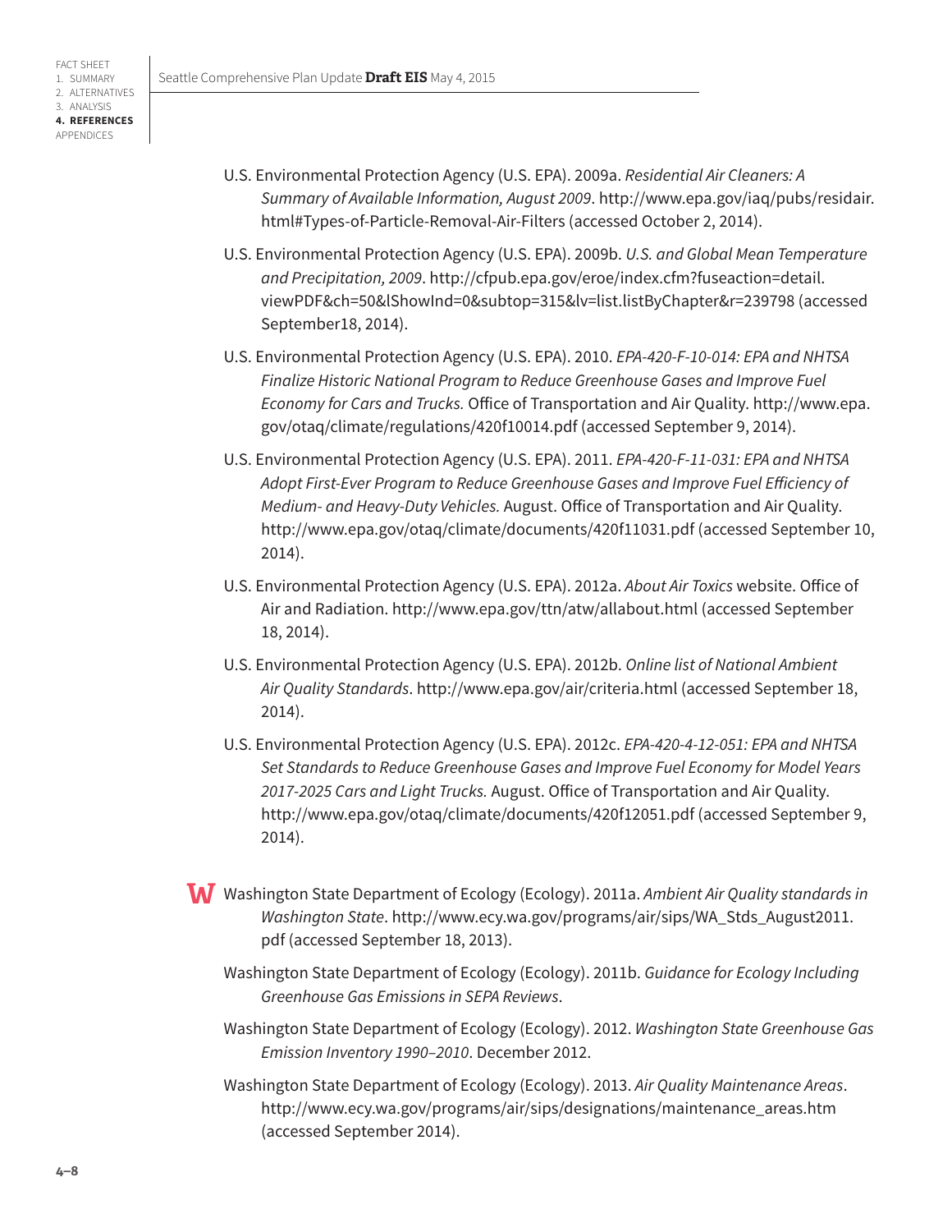U.S. Environmental Protection Agency (U.S. EPA). 2009a. *Residential Air Cleaners: A Summary of Available Information, August 2009*. http://www.epa.gov/iaq/pubs/residair.html#Types-of-Particle-Removal-Air-Filters (accessed October 2, 2014).

U.S. Environmental Protection Agency (U.S. EPA). 2009b. *U.S. and Global Mean Temperature and Precipitation, 2009*. http://cfpub.epa.gov/eroe/index.cfm?fuseaction=detail.viewPDF&ch=50&lShowInd=0&subtop=315&lv=list.listByChapter&r=239798 (accessed September18, 2014).

U.S. Environmental Protection Agency (U.S. EPA). 2010. *EPA-420-F-10-014: EPA and NHTSA Finalize Historic National Program to Reduce Greenhouse Gases and Improve Fuel Economy for Cars and Trucks.* Office of Transportation and Air Quality. http://www.epa.gov/otaq/climate/regulations/420f10014.pdf (accessed September 9, 2014).

U.S. Environmental Protection Agency (U.S. EPA). 2011. *EPA-420-F-11-031: EPA and NHTSA Adopt First-Ever Program to Reduce Greenhouse Gases and Improve Fuel Efficiency of Medium- and Heavy-Duty Vehicles.* August. Office of Transportation and Air Quality. http://www.epa.gov/otaq/climate/documents/420f11031.pdf (accessed September 10, 2014).

U.S. Environmental Protection Agency (U.S. EPA). 2012a. *About Air Toxics* website. Office of Air and Radiation. http://www.epa.gov/ttn/atw/allabout.html (accessed September 18, 2014).

U.S. Environmental Protection Agency (U.S. EPA). 2012b. *Online list of National Ambient Air Quality Standards*. http://www.epa.gov/air/criteria.html (accessed September 18, 2014).

U.S. Environmental Protection Agency (U.S. EPA). 2012c. *EPA-420-4-12-051: EPA and NHTSA Set Standards to Reduce Greenhouse Gases and Improve Fuel Economy for Model Years 2017-2025 Cars and Light Trucks.* August. Office of Transportation and Air Quality. http://www.epa.gov/otaq/climate/documents/420f12051.pdf (accessed September 9, 2014).

## W

Washington State Department of Ecology (Ecology). 2011a. *Ambient Air Quality standards in Washington State*. http://www.ecy.wa.gov/programs/air/sips/WA_Stds_August2011.pdf (accessed September 18, 2013).

Washington State Department of Ecology (Ecology). 2011b. *Guidance for Ecology Including Greenhouse Gas Emissions in SEPA Reviews*.

Washington State Department of Ecology (Ecology). 2012. *Washington State Greenhouse Gas Emission Inventory 1990–2010*. December 2012.

Washington State Department of Ecology (Ecology). 2013. *Air Quality Maintenance Areas*. http://www.ecy.wa.gov/programs/air/sips/designations/maintenance_areas.htm (accessed September 2014).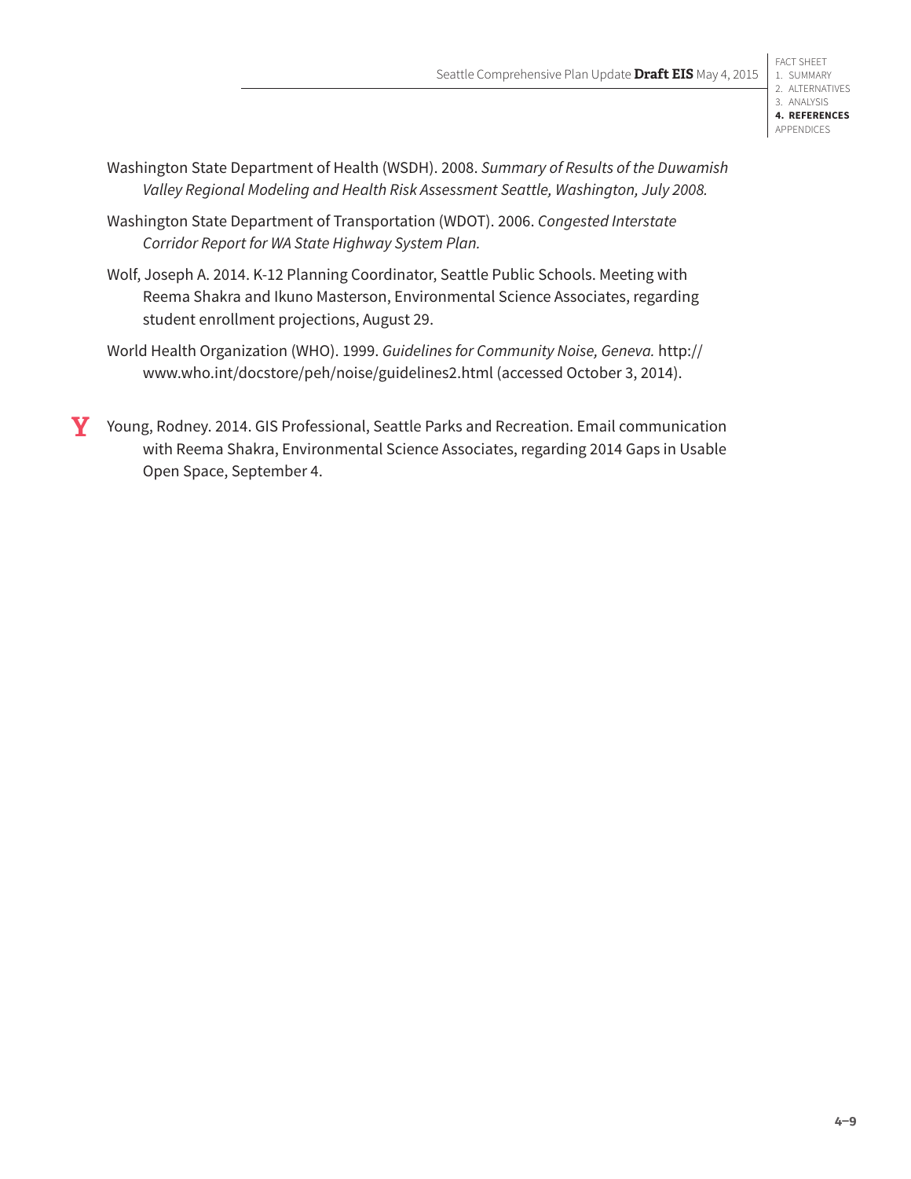Washington State Department of Health (WSDH). 2008. *Summary of Results of the Duwamish Valley Regional Modeling and Health Risk Assessment Seattle, Washington, July 2008.*

Washington State Department of Transportation (WDOT). 2006. *Congested Interstate Corridor Report for WA State Highway System Plan.*

Wolf, Joseph A. 2014. K-12 Planning Coordinator, Seattle Public Schools. Meeting with Reema Shakra and Ikuno Masterson, Environmental Science Associates, regarding student enrollment projections, August 29.

World Health Organization (WHO). 1999. *Guidelines for Community Noise, Geneva.* http://www.who.int/docstore/peh/noise/guidelines2.html (accessed October 3, 2014).

## Y

Young, Rodney. 2014. GIS Professional, Seattle Parks and Recreation. Email communication with Reema Shakra, Environmental Science Associates, regarding 2014 Gaps in Usable Open Space, September 4.